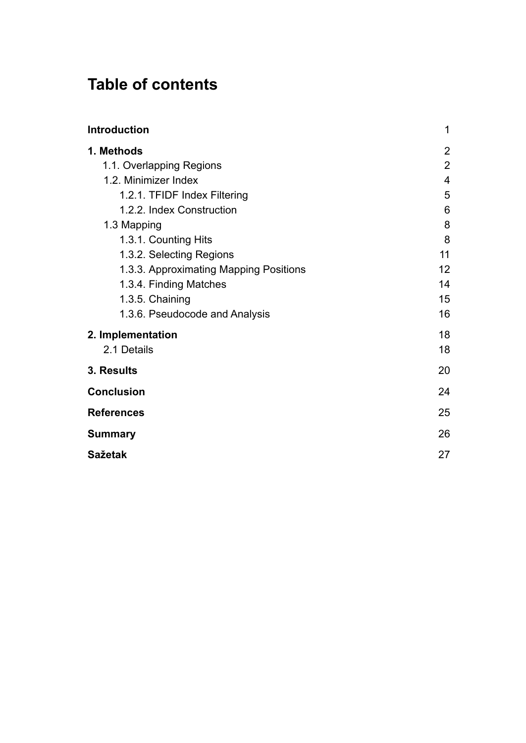# Table of contents

**Introduction** 1

**1. Methods** 2

- 1.1. Overlapping Regions 2
- 1.2. Minimizer Index 4
  - 1.2.1. TFIDF Index Filtering 5
  - 1.2.2. Index Construction 6
- 1.3 Mapping 8
  - 1.3.1. Counting Hits 8
  - 1.3.2. Selecting Regions 11
  - 1.3.3. Approximating Mapping Positions 12
  - 1.3.4. Finding Matches 14
  - 1.3.5. Chaining 15
  - 1.3.6. Pseudocode and Analysis 16

**2. Implementation** 18

- 2.1 Details 18

**3. Results** 20

**Conclusion** 24

**References** 25

**Summary** 26

**Sažetak** 27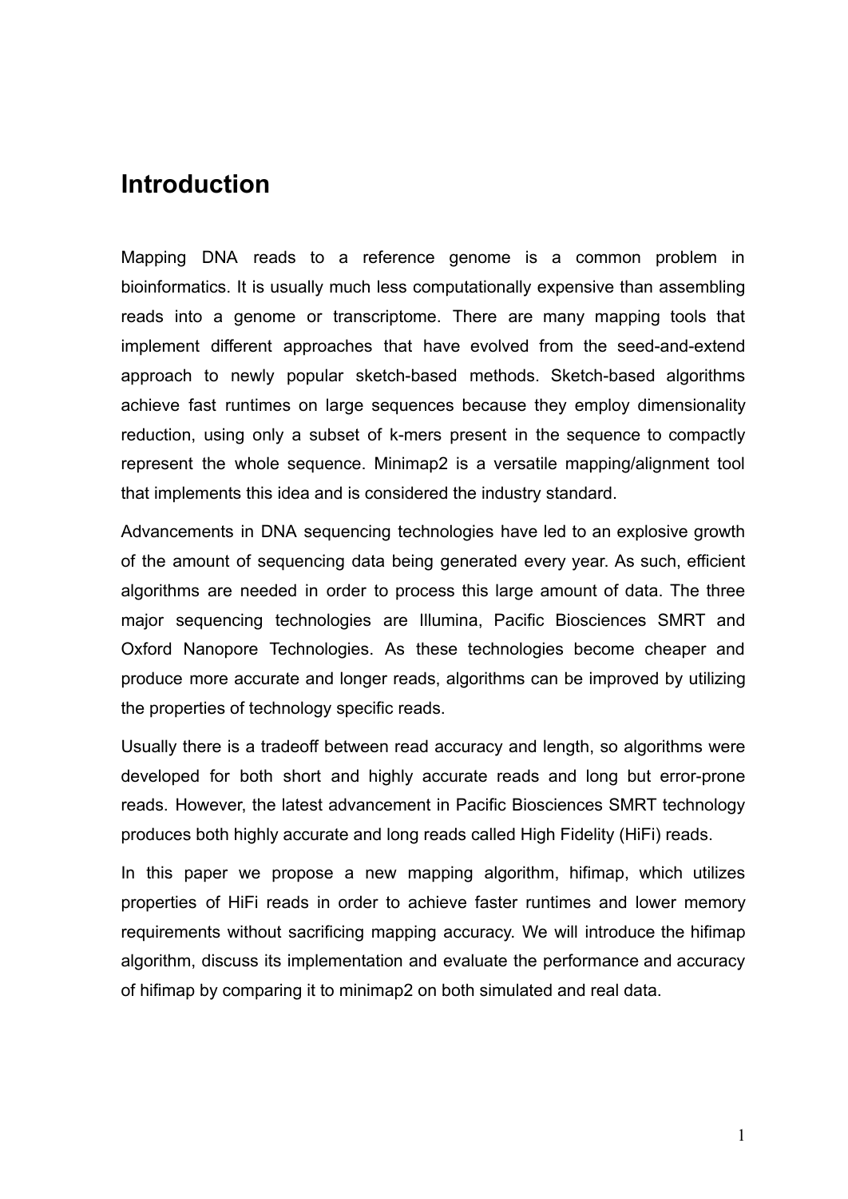# Introduction

Mapping DNA reads to a reference genome is a common problem in bioinformatics. It is usually much less computationally expensive than assembling reads into a genome or transcriptome. There are many mapping tools that implement different approaches that have evolved from the seed-and-extend approach to newly popular sketch-based methods. Sketch-based algorithms achieve fast runtimes on large sequences because they employ dimensionality reduction, using only a subset of k-mers present in the sequence to compactly represent the whole sequence. Minimap2 is a versatile mapping/alignment tool that implements this idea and is considered the industry standard.

Advancements in DNA sequencing technologies have led to an explosive growth of the amount of sequencing data being generated every year. As such, efficient algorithms are needed in order to process this large amount of data. The three major sequencing technologies are Illumina, Pacific Biosciences SMRT and Oxford Nanopore Technologies. As these technologies become cheaper and produce more accurate and longer reads, algorithms can be improved by utilizing the properties of technology specific reads.

Usually there is a tradeoff between read accuracy and length, so algorithms were developed for both short and highly accurate reads and long but error-prone reads. However, the latest advancement in Pacific Biosciences SMRT technology produces both highly accurate and long reads called High Fidelity (HiFi) reads.

In this paper we propose a new mapping algorithm, hifimap, which utilizes properties of HiFi reads in order to achieve faster runtimes and lower memory requirements without sacrificing mapping accuracy. We will introduce the hifimap algorithm, discuss its implementation and evaluate the performance and accuracy of hifimap by comparing it to minimap2 on both simulated and real data.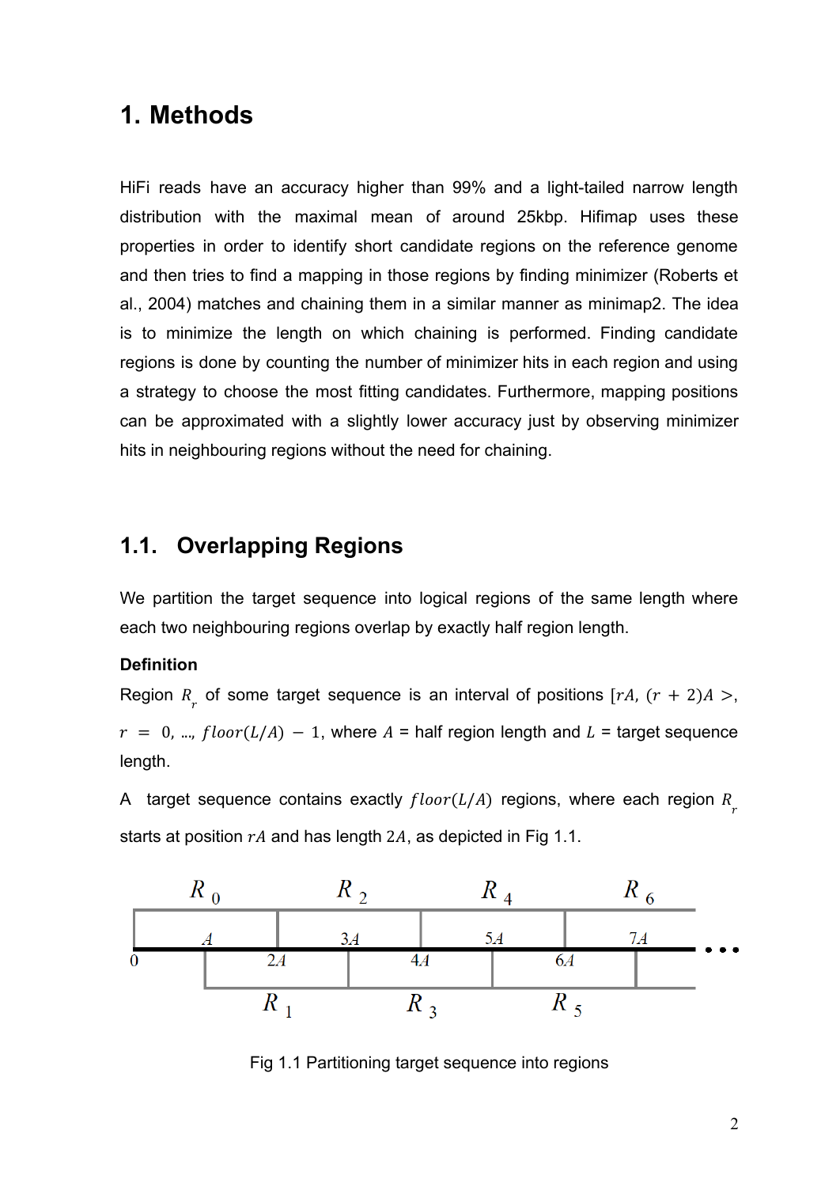# 1. Methods

HiFi reads have an accuracy higher than 99% and a light-tailed narrow length distribution with the maximal mean of around 25kbp. Hifimap uses these properties in order to identify short candidate regions on the reference genome and then tries to find a mapping in those regions by finding minimizer (Roberts et al., 2004) matches and chaining them in a similar manner as minimap2. The idea is to minimize the length on which chaining is performed. Finding candidate regions is done by counting the number of minimizer hits in each region and using a strategy to choose the most fitting candidates. Furthermore, mapping positions can be approximated with a slightly lower accuracy just by observing minimizer hits in neighbouring regions without the need for chaining.

## 1.1. Overlapping Regions

We partition the target sequence into logical regions of the same length where each two neighbouring regions overlap by exactly half region length.

**Definition**

Region $R_r$ of some target sequence is an interval of positions $[rA, (r + 2)A >$, $r = 0, ..., floor(L/A) - 1$, where $A$ = half region length and $L$ = target sequence length.

A target sequence contains exactly $floor(L/A)$ regions, where each region $R_r$ starts at position $rA$ and has length $2A$, as depicted in Fig 1.1.

Fig 1.1 Partitioning target sequence into regions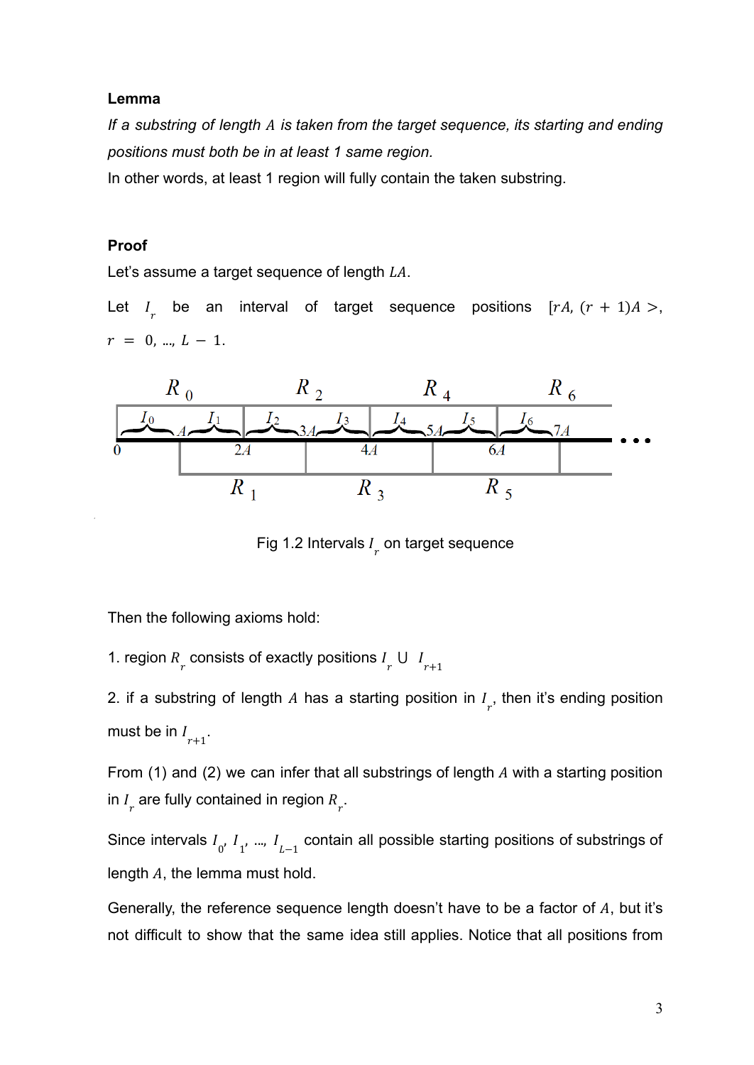**Lemma**

*If a substring of length $A$ is taken from the target sequence, its starting and ending positions must both be in at least 1 same region.*

In other words, at least 1 region will fully contain the taken substring.

**Proof**

Let's assume a target sequence of length $LA$.

Let $I_r$ be an interval of target sequence positions $[rA, (r+1)A >$, $r = 0, \ldots, L-1$.

Fig 1.2 Intervals $I_r$ on target sequence

Then the following axioms hold:

1. region $R_r$ consists of exactly positions $I_r \cup I_{r+1}$

2. if a substring of length $A$ has a starting position in $I_r$, then it's ending position must be in $I_{r+1}$.

From (1) and (2) we can infer that all substrings of length $A$ with a starting position in $I_r$ are fully contained in region $R_r$.

Since intervals $I_0, I_1, \ldots, I_{L-1}$ contain all possible starting positions of substrings of length $A$, the lemma must hold.

Generally, the reference sequence length doesn't have to be a factor of $A$, but it's not difficult to show that the same idea still applies. Notice that all positions from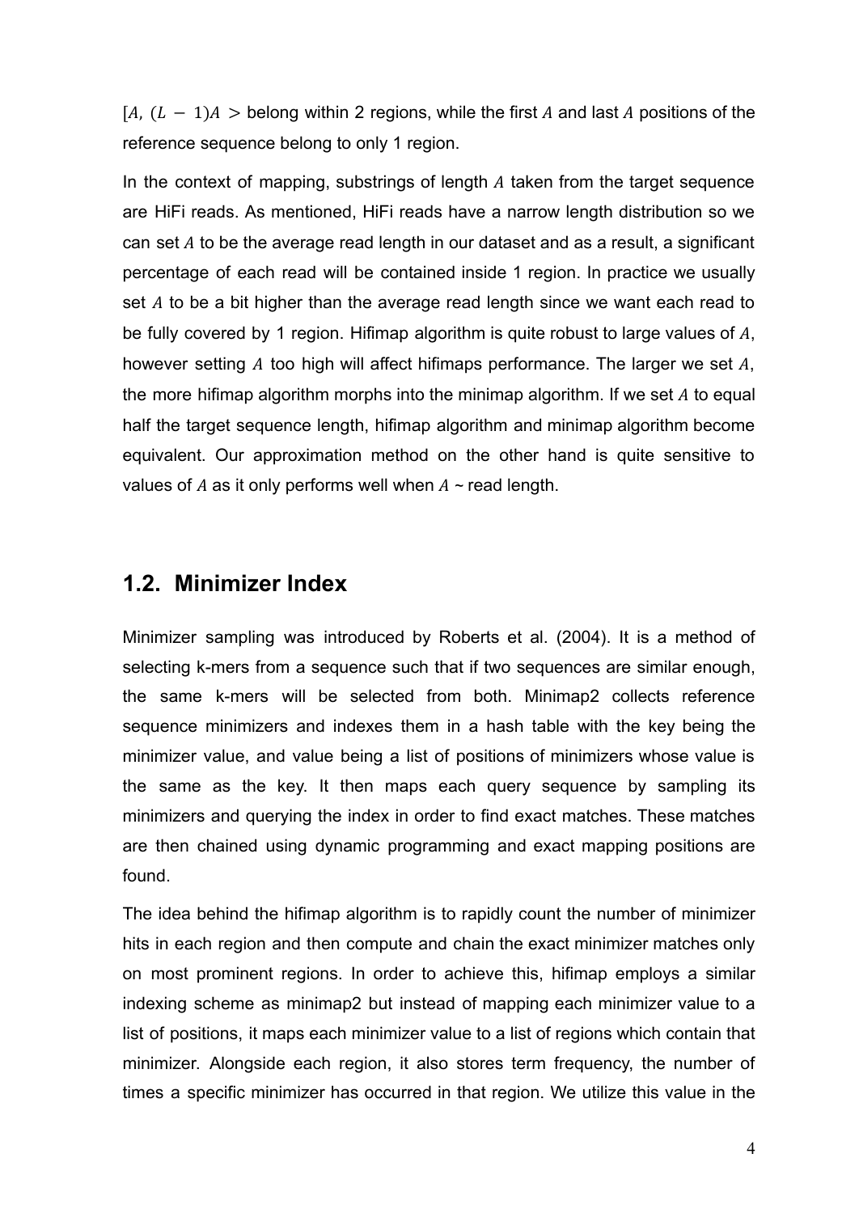$[A, (L-1)A>$ belong within 2 regions, while the first $A$ and last $A$ positions of the reference sequence belong to only 1 region.

In the context of mapping, substrings of length $A$ taken from the target sequence are HiFi reads. As mentioned, HiFi reads have a narrow length distribution so we can set $A$ to be the average read length in our dataset and as a result, a significant percentage of each read will be contained inside 1 region. In practice we usually set $A$ to be a bit higher than the average read length since we want each read to be fully covered by 1 region. Hifimap algorithm is quite robust to large values of $A$, however setting $A$ too high will affect hifimaps performance. The larger we set $A$, the more hifimap algorithm morphs into the minimap algorithm. If we set $A$ to equal half the target sequence length, hifimap algorithm and minimap algorithm become equivalent. Our approximation method on the other hand is quite sensitive to values of $A$ as it only performs well when $A$ ~ read length.

## 1.2. Minimizer Index

Minimizer sampling was introduced by Roberts et al. (2004). It is a method of selecting k-mers from a sequence such that if two sequences are similar enough, the same k-mers will be selected from both. Minimap2 collects reference sequence minimizers and indexes them in a hash table with the key being the minimizer value, and value being a list of positions of minimizers whose value is the same as the key. It then maps each query sequence by sampling its minimizers and querying the index in order to find exact matches. These matches are then chained using dynamic programming and exact mapping positions are found.

The idea behind the hifimap algorithm is to rapidly count the number of minimizer hits in each region and then compute and chain the exact minimizer matches only on most prominent regions. In order to achieve this, hifimap employs a similar indexing scheme as minimap2 but instead of mapping each minimizer value to a list of positions, it maps each minimizer value to a list of regions which contain that minimizer. Alongside each region, it also stores term frequency, the number of times a specific minimizer has occurred in that region. We utilize this value in the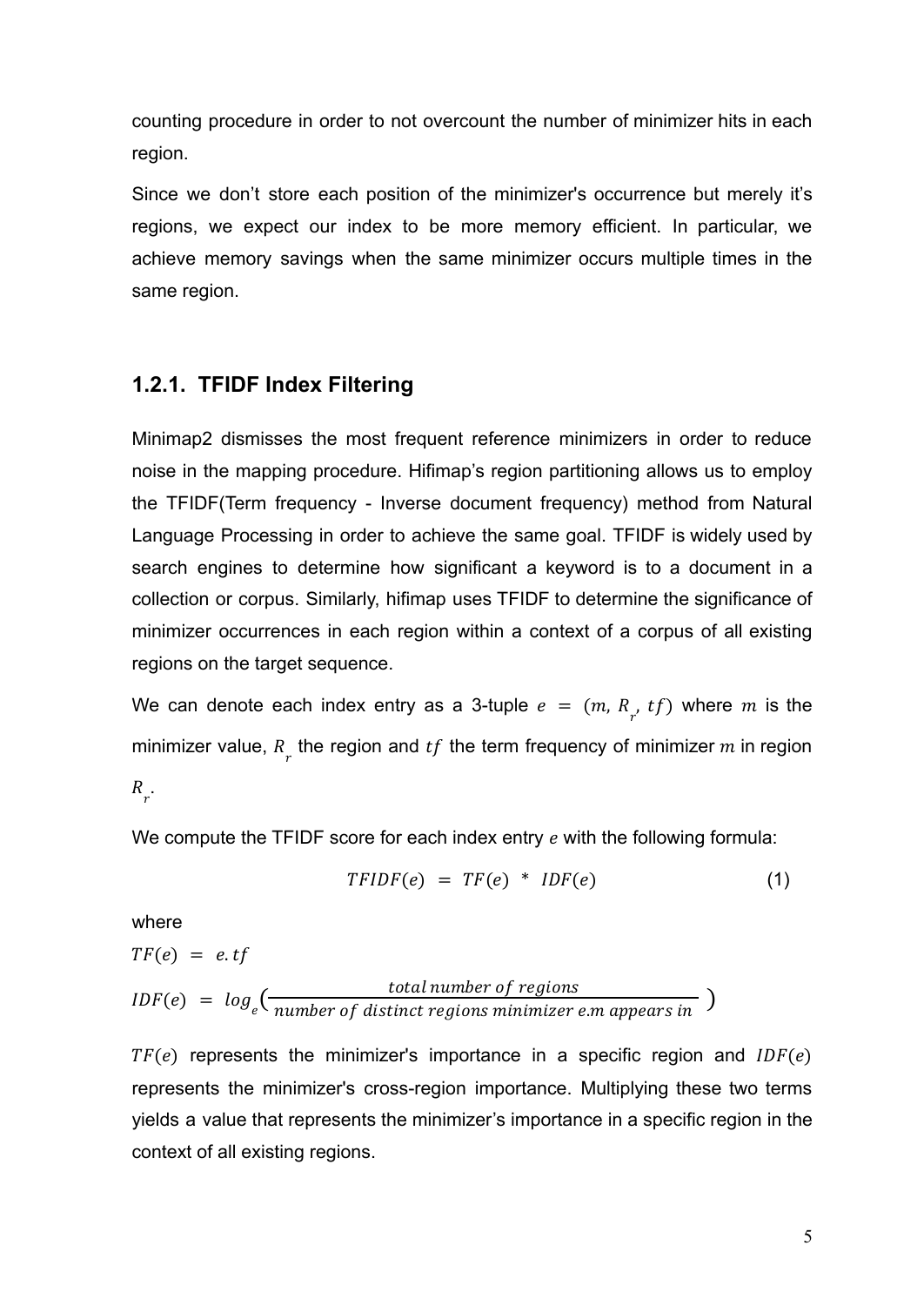counting procedure in order to not overcount the number of minimizer hits in each region.

Since we don't store each position of the minimizer's occurrence but merely it's regions, we expect our index to be more memory efficient. In particular, we achieve memory savings when the same minimizer occurs multiple times in the same region.

### 1.2.1. TFIDF Index Filtering

Minimap2 dismisses the most frequent reference minimizers in order to reduce noise in the mapping procedure. Hifimap's region partitioning allows us to employ the TFIDF(Term frequency - Inverse document frequency) method from Natural Language Processing in order to achieve the same goal. TFIDF is widely used by search engines to determine how significant a keyword is to a document in a collection or corpus. Similarly, hifimap uses TFIDF to determine the significance of minimizer occurrences in each region within a context of a corpus of all existing regions on the target sequence.

We can denote each index entry as a 3-tuple $e = (m, R_r, tf)$ where $m$ is the minimizer value, $R_r$ the region and $tf$ the term frequency of minimizer $m$ in region $R_r$.

We compute the TFIDF score for each index entry $e$ with the following formula:

$$TFIDF(e) = TF(e) * IDF(e) \tag{1}$$

where

$TF(e) = e.tf$

$IDF(e) = log_e\left(\frac{total\,number\,of\,regions}{number\,of\,distinct\,regions\,minimizer\,e.m\,appears\,in}\right)$

$TF(e)$ represents the minimizer's importance in a specific region and $IDF(e)$ represents the minimizer's cross-region importance. Multiplying these two terms yields a value that represents the minimizer's importance in a specific region in the context of all existing regions.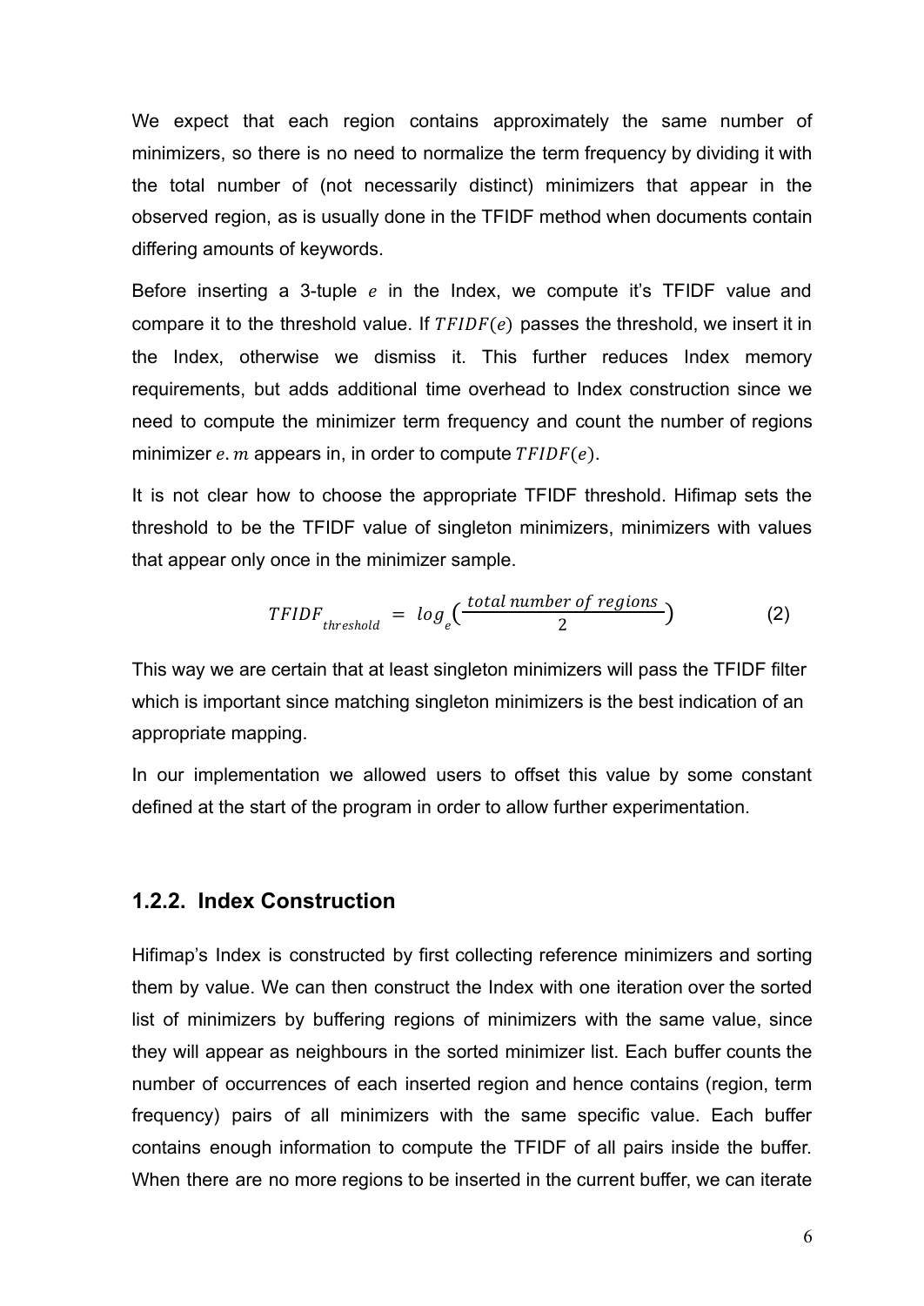We expect that each region contains approximately the same number of minimizers, so there is no need to normalize the term frequency by dividing it with the total number of (not necessarily distinct) minimizers that appear in the observed region, as is usually done in the TFIDF method when documents contain differing amounts of keywords.

Before inserting a 3-tuple $e$ in the Index, we compute it's TFIDF value and compare it to the threshold value. If $TFIDF(e)$ passes the threshold, we insert it in the Index, otherwise we dismiss it. This further reduces Index memory requirements, but adds additional time overhead to Index construction since we need to compute the minimizer term frequency and count the number of regions minimizer $e.m$ appears in, in order to compute $TFIDF(e)$.

It is not clear how to choose the appropriate TFIDF threshold. Hifimap sets the threshold to be the TFIDF value of singleton minimizers, minimizers with values that appear only once in the minimizer sample.

$$TFIDF_{threshold} = log_e\left(\frac{total\ number\ of\ regions}{2}\right) \qquad (2)$$

This way we are certain that at least singleton minimizers will pass the TFIDF filter which is important since matching singleton minimizers is the best indication of an appropriate mapping.

In our implementation we allowed users to offset this value by some constant defined at the start of the program in order to allow further experimentation.

### 1.2.2. Index Construction

Hifimap's Index is constructed by first collecting reference minimizers and sorting them by value. We can then construct the Index with one iteration over the sorted list of minimizers by buffering regions of minimizers with the same value, since they will appear as neighbours in the sorted minimizer list. Each buffer counts the number of occurrences of each inserted region and hence contains (region, term frequency) pairs of all minimizers with the same specific value. Each buffer contains enough information to compute the TFIDF of all pairs inside the buffer. When there are no more regions to be inserted in the current buffer, we can iterate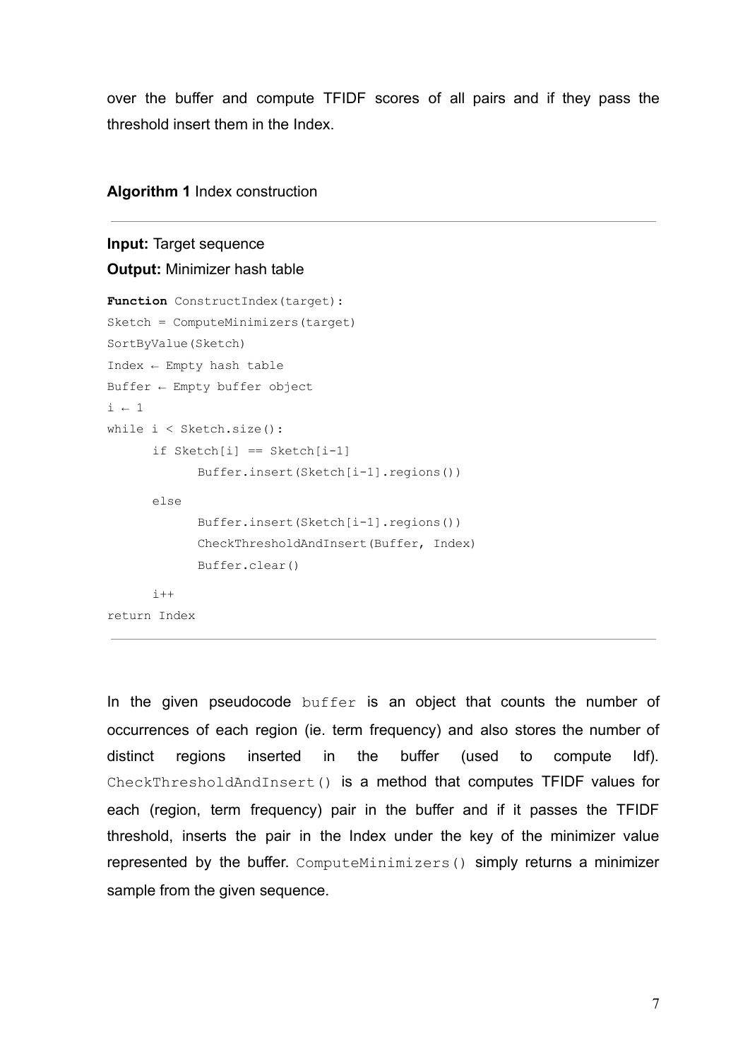over the buffer and compute TFIDF scores of all pairs and if they pass the threshold insert them in the Index.

**Algorithm 1** Index construction

**Input:** Target sequence
**Output:** Minimizer hash table

```
Function ConstructIndex(target):
Sketch = ComputeMinimizers(target)
SortByValue(Sketch)
Index ← Empty hash table
Buffer ← Empty buffer object
i ← 1
while i < Sketch.size():
      if Sketch[i] == Sketch[i-1]
            Buffer.insert(Sketch[i-1].regions())
      else
            Buffer.insert(Sketch[i-1].regions())
            CheckThresholdAndInsert(Buffer, Index)
            Buffer.clear()
      i++
return Index
```

In the given pseudocode `buffer` is an object that counts the number of occurrences of each region (ie. term frequency) and also stores the number of distinct regions inserted in the buffer (used to compute Idf). `CheckThresholdAndInsert()` is a method that computes TFIDF values for each (region, term frequency) pair in the buffer and if it passes the TFIDF threshold, inserts the pair in the Index under the key of the minimizer value represented by the buffer. `ComputeMinimizers()` simply returns a minimizer sample from the given sequence.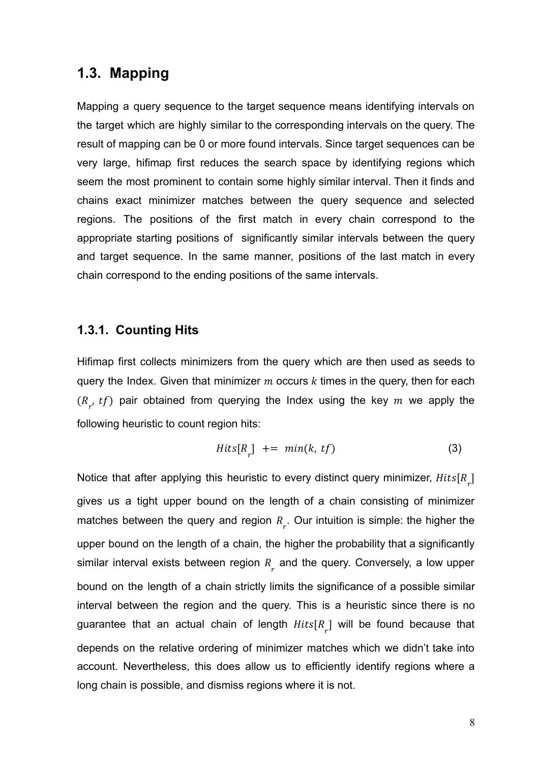## 1.3. Mapping

Mapping a query sequence to the target sequence means identifying intervals on the target which are highly similar to the corresponding intervals on the query. The result of mapping can be 0 or more found intervals. Since target sequences can be very large, hifimap first reduces the search space by identifying regions which seem the most prominent to contain some highly similar interval. Then it finds and chains exact minimizer matches between the query sequence and selected regions. The positions of the first match in every chain correspond to the appropriate starting positions of significantly similar intervals between the query and target sequence. In the same manner, positions of the last match in every chain correspond to the ending positions of the same intervals.

### 1.3.1. Counting Hits

Hifimap first collects minimizers from the query which are then used as seeds to query the Index. Given that minimizer $m$ occurs $k$ times in the query, then for each $(R_r, tf)$ pair obtained from querying the Index using the key $m$ we apply the following heuristic to count region hits:

$$Hits[R_r] \mathrel{+}= min(k, tf) \tag{3}$$

Notice that after applying this heuristic to every distinct query minimizer, $Hits[R_r]$ gives us a tight upper bound on the length of a chain consisting of minimizer matches between the query and region $R_r$. Our intuition is simple: the higher the upper bound on the length of a chain, the higher the probability that a significantly similar interval exists between region $R_r$ and the query. Conversely, a low upper bound on the length of a chain strictly limits the significance of a possible similar interval between the region and the query. This is a heuristic since there is no guarantee that an actual chain of length $Hits[R_r]$ will be found because that depends on the relative ordering of minimizer matches which we didn't take into account. Nevertheless, this does allow us to efficiently identify regions where a long chain is possible, and dismiss regions where it is not.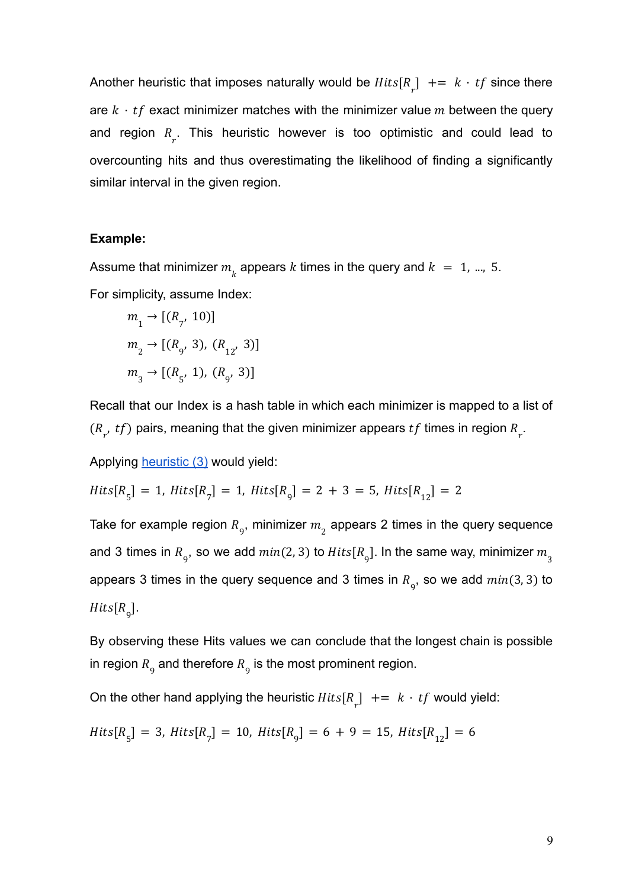Another heuristic that imposes naturally would be $Hits[R_r]\ += \ k \cdot tf$ since there are $k \cdot tf$ exact minimizer matches with the minimizer value $m$ between the query and region $R_r$. This heuristic however is too optimistic and could lead to overcounting hits and thus overestimating the likelihood of finding a significantly similar interval in the given region.

**Example:**

Assume that minimizer $m_k$ appears $k$ times in the query and $k = 1, ..., 5$.

For simplicity, assume Index:

$m_1 \rightarrow [(R_7, 10)]$

$m_2 \rightarrow [(R_9, 3), (R_{12}, 3)]$

$m_3 \rightarrow [(R_5, 1), (R_9, 3)]$

Recall that our Index is a hash table in which each minimizer is mapped to a list of $(R_r, tf)$ pairs, meaning that the given minimizer appears $tf$ times in region $R_r$.

Applying heuristic (3) would yield:

$Hits[R_5] = 1,\ Hits[R_7] = 1,\ Hits[R_9] = 2 + 3 = 5,\ Hits[R_{12}] = 2$

Take for example region $R_9$, minimizer $m_2$ appears 2 times in the query sequence and 3 times in $R_9$, so we add $min(2, 3)$ to $Hits[R_9]$. In the same way, minimizer $m_3$ appears 3 times in the query sequence and 3 times in $R_9$, so we add $min(3, 3)$ to $Hits[R_9]$.

By observing these Hits values we can conclude that the longest chain is possible in region $R_9$ and therefore $R_9$ is the most prominent region.

On the other hand applying the heuristic $Hits[R_r]\ += \ k \cdot tf$ would yield:

$Hits[R_5] = 3,\ Hits[R_7] = 10,\ Hits[R_9] = 6 + 9 = 15,\ Hits[R_{12}] = 6$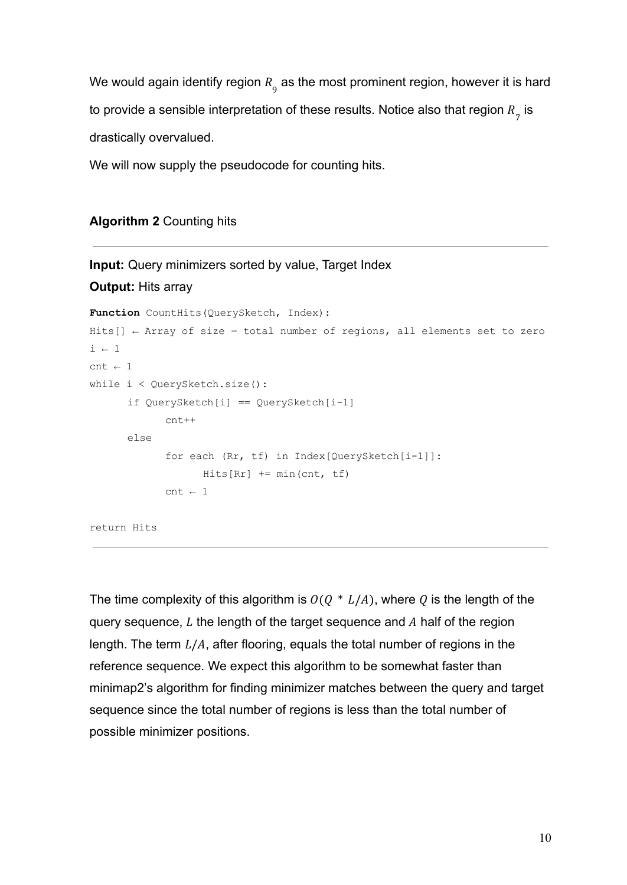We would again identify region $R_9$ as the most prominent region, however it is hard to provide a sensible interpretation of these results. Notice also that region $R_7$ is drastically overvalued.

We will now supply the pseudocode for counting hits.

**Algorithm 2** Counting hits

---

**Input:** Query minimizers sorted by value, Target Index

**Output:** Hits array

```
Function CountHits(QuerySketch, Index):
Hits[] ← Array of size = total number of regions, all elements set to zero
i ← 1
cnt ← 1
while i < QuerySketch.size():
      if QuerySketch[i] == QuerySketch[i-1]
            cnt++
      else
            for each (Rr, tf) in Index[QuerySketch[i-1]]:
                  Hits[Rr] += min(cnt, tf)
            cnt ← 1

return Hits
```

---

The time complexity of this algorithm is $O(Q * L/A)$, where $Q$ is the length of the query sequence, $L$ the length of the target sequence and $A$ half of the region length. The term $L/A$, after flooring, equals the total number of regions in the reference sequence. We expect this algorithm to be somewhat faster than minimap2's algorithm for finding minimizer matches between the query and target sequence since the total number of regions is less than the total number of possible minimizer positions.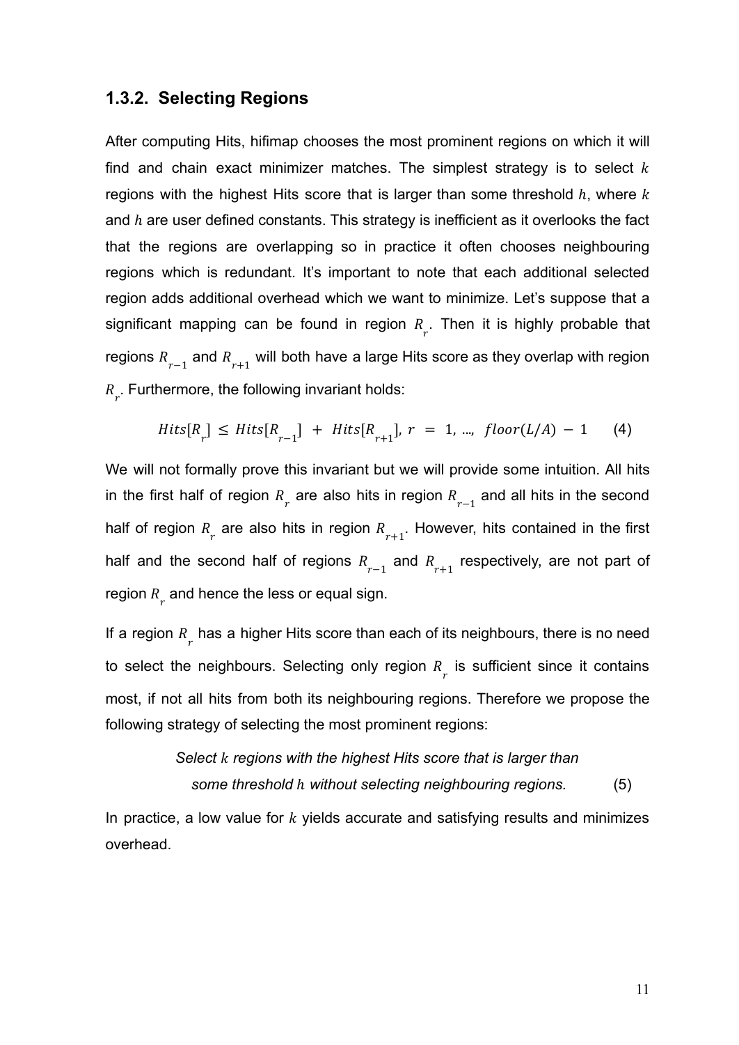### 1.3.2. Selecting Regions

After computing Hits, hifimap chooses the most prominent regions on which it will find and chain exact minimizer matches. The simplest strategy is to select $k$ regions with the highest Hits score that is larger than some threshold $h$, where $k$ and $h$ are user defined constants. This strategy is inefficient as it overlooks the fact that the regions are overlapping so in practice it often chooses neighbouring regions which is redundant. It's important to note that each additional selected region adds additional overhead which we want to minimize. Let's suppose that a significant mapping can be found in region $R_r$. Then it is highly probable that regions $R_{r-1}$ and $R_{r+1}$ will both have a large Hits score as they overlap with region $R_r$. Furthermore, the following invariant holds:

$$Hits[R_r] \leq Hits[R_{r-1}] + Hits[R_{r+1}],\ r = 1, ..., floor(L/A) - 1 \qquad (4)$$

We will not formally prove this invariant but we will provide some intuition. All hits in the first half of region $R_r$ are also hits in region $R_{r-1}$ and all hits in the second half of region $R_r$ are also hits in region $R_{r+1}$. However, hits contained in the first half and the second half of regions $R_{r-1}$ and $R_{r+1}$ respectively, are not part of region $R_r$ and hence the less or equal sign.

If a region $R_r$ has a higher Hits score than each of its neighbours, there is no need to select the neighbours. Selecting only region $R_r$ is sufficient since it contains most, if not all hits from both its neighbouring regions. Therefore we propose the following strategy of selecting the most prominent regions:

*Select $k$ regions with the highest Hits score that is larger than some threshold $h$ without selecting neighbouring regions.* (5)

In practice, a low value for $k$ yields accurate and satisfying results and minimizes overhead.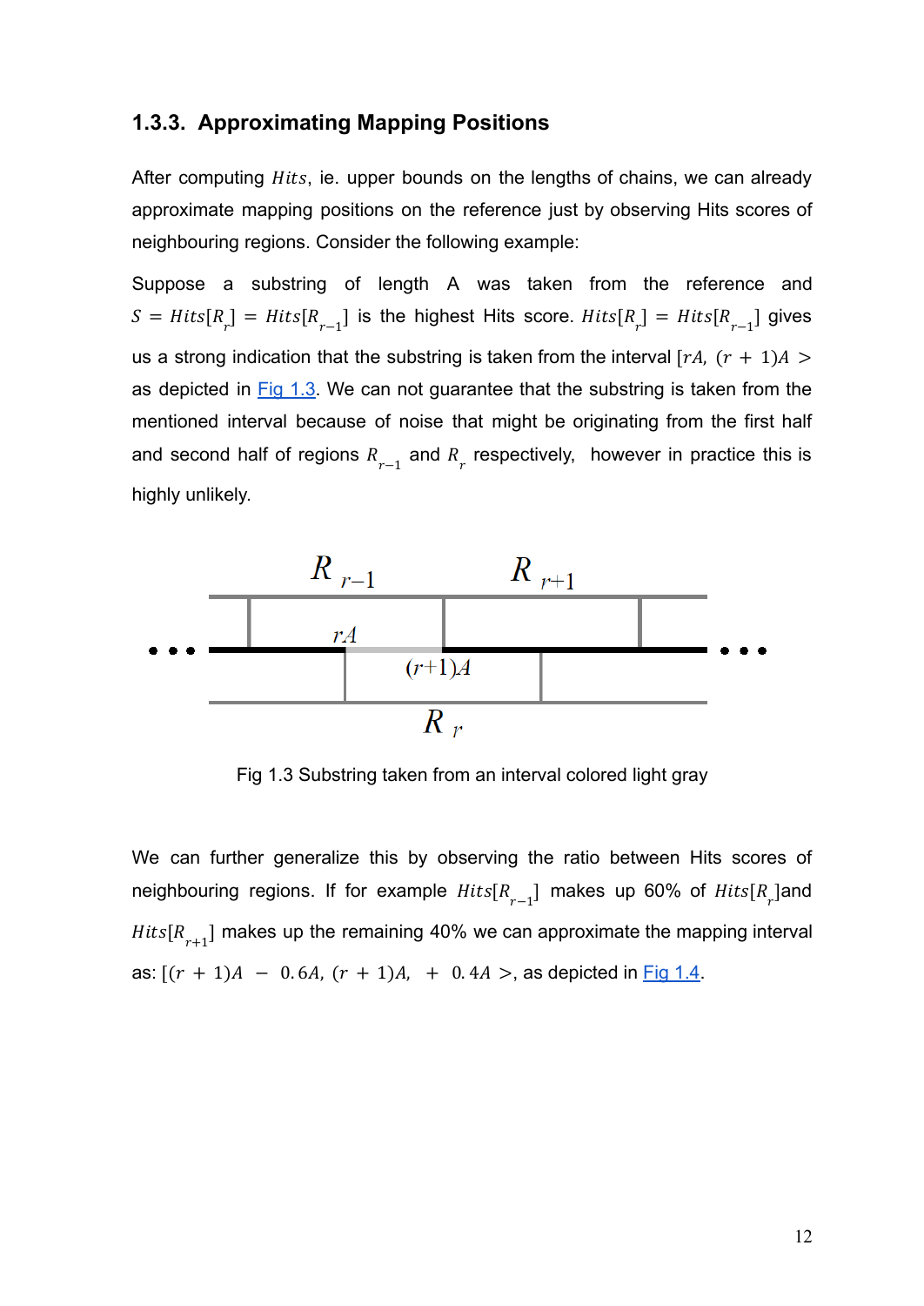### 1.3.3. Approximating Mapping Positions

After computing $Hits$, ie. upper bounds on the lengths of chains, we can already approximate mapping positions on the reference just by observing Hits scores of neighbouring regions. Consider the following example:

Suppose a substring of length A was taken from the reference and $S = Hits[R_r] = Hits[R_{r-1}]$ is the highest Hits score. $Hits[R_r] = Hits[R_{r-1}]$ gives us a strong indication that the substring is taken from the interval $[rA, (r + 1)A >$ as depicted in Fig 1.3. We can not guarantee that the substring is taken from the mentioned interval because of noise that might be originating from the first half and second half of regions $R_{r-1}$ and $R_r$ respectively, however in practice this is highly unlikely.

Fig 1.3 Substring taken from an interval colored light gray

We can further generalize this by observing the ratio between Hits scores of neighbouring regions. If for example $Hits[R_{r-1}]$ makes up 60% of $Hits[R_r]$and $Hits[R_{r+1}]$ makes up the remaining 40% we can approximate the mapping interval as: $[(r + 1)A - 0.6A, (r + 1)A, + 0.4A >$, as depicted in Fig 1.4.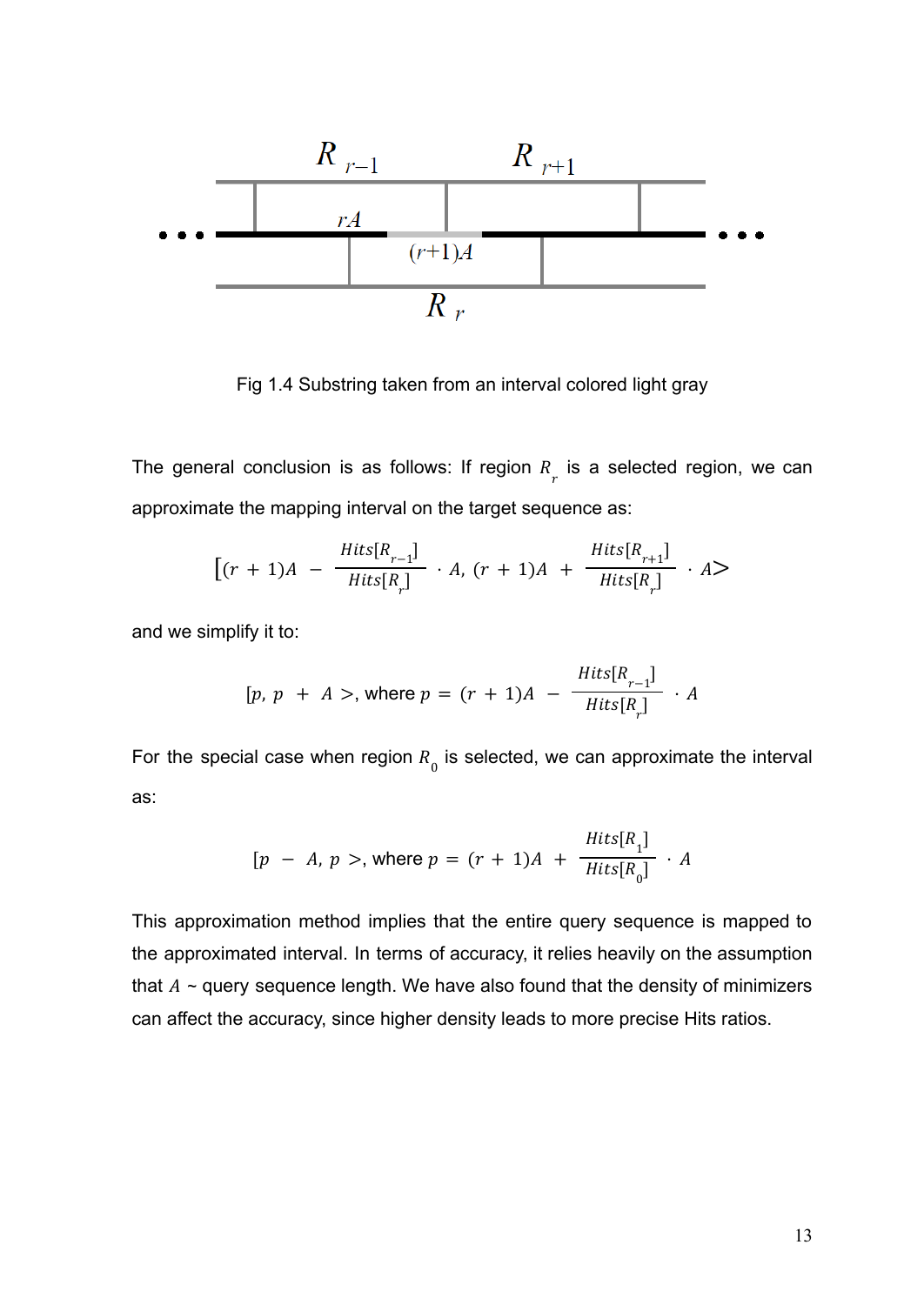Fig 1.4 Substring taken from an interval colored light gray

The general conclusion is as follows: If region $R_r$ is a selected region, we can approximate the mapping interval on the target sequence as:

$$[(r + 1)A - \frac{Hits[R_{r-1}]}{Hits[R_r]} \cdot A,\ (r + 1)A + \frac{Hits[R_{r+1}]}{Hits[R_r]} \cdot A>$$

and we simplify it to:

$$[p,\ p + A >, \text{where } p = (r + 1)A - \frac{Hits[R_{r-1}]}{Hits[R_r]} \cdot A$$

For the special case when region $R_0$ is selected, we can approximate the interval as:

$$[p - A,\ p >, \text{where } p = (r + 1)A + \frac{Hits[R_1]}{Hits[R_0]} \cdot A$$

This approximation method implies that the entire query sequence is mapped to the approximated interval. In terms of accuracy, it relies heavily on the assumption that $A$ ~ query sequence length. We have also found that the density of minimizers can affect the accuracy, since higher density leads to more precise Hits ratios.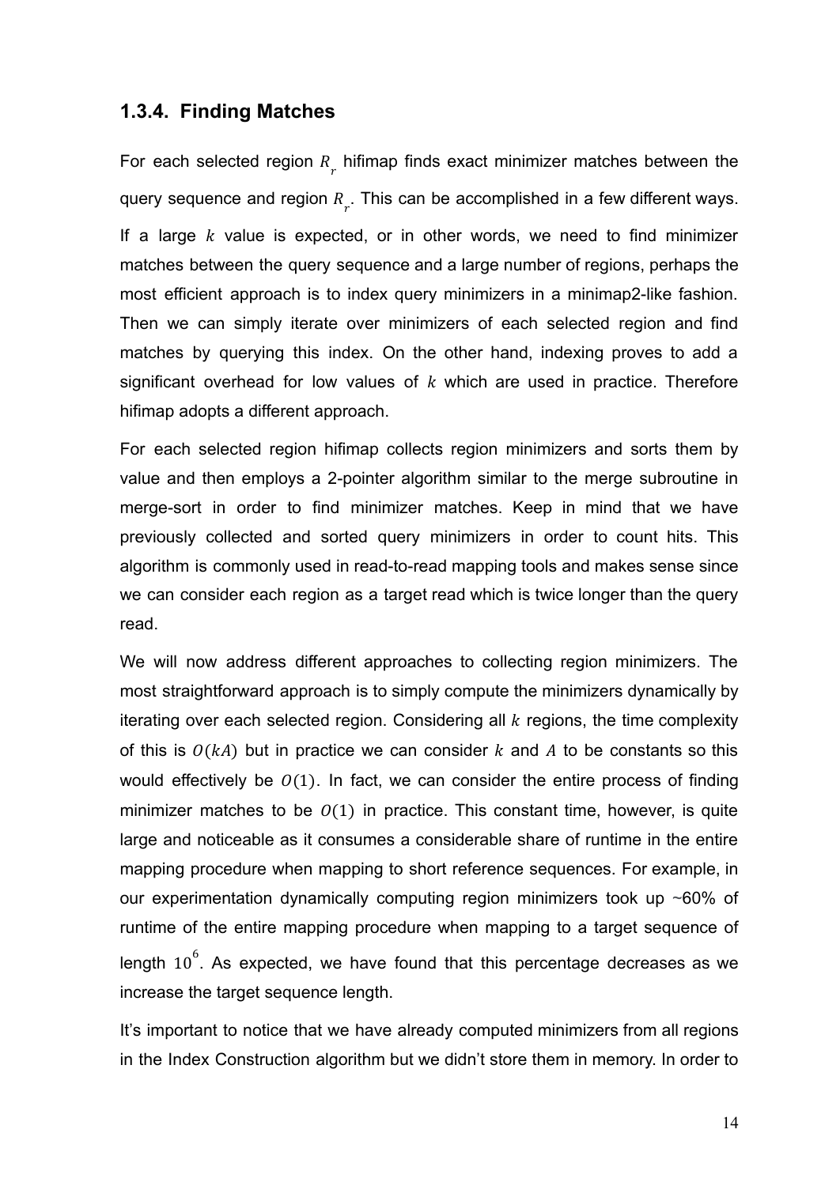### 1.3.4. Finding Matches

For each selected region $R_r$ hifimap finds exact minimizer matches between the query sequence and region $R_r$. This can be accomplished in a few different ways. If a large $k$ value is expected, or in other words, we need to find minimizer matches between the query sequence and a large number of regions, perhaps the most efficient approach is to index query minimizers in a minimap2-like fashion. Then we can simply iterate over minimizers of each selected region and find matches by querying this index. On the other hand, indexing proves to add a significant overhead for low values of $k$ which are used in practice. Therefore hifimap adopts a different approach.

For each selected region hifimap collects region minimizers and sorts them by value and then employs a 2-pointer algorithm similar to the merge subroutine in merge-sort in order to find minimizer matches. Keep in mind that we have previously collected and sorted query minimizers in order to count hits. This algorithm is commonly used in read-to-read mapping tools and makes sense since we can consider each region as a target read which is twice longer than the query read.

We will now address different approaches to collecting region minimizers. The most straightforward approach is to simply compute the minimizers dynamically by iterating over each selected region. Considering all $k$ regions, the time complexity of this is $O(kA)$ but in practice we can consider $k$ and $A$ to be constants so this would effectively be $O(1)$. In fact, we can consider the entire process of finding minimizer matches to be $O(1)$ in practice. This constant time, however, is quite large and noticeable as it consumes a considerable share of runtime in the entire mapping procedure when mapping to short reference sequences. For example, in our experimentation dynamically computing region minimizers took up ~60% of runtime of the entire mapping procedure when mapping to a target sequence of length $10^6$. As expected, we have found that this percentage decreases as we increase the target sequence length.

It's important to notice that we have already computed minimizers from all regions in the Index Construction algorithm but we didn't store them in memory. In order to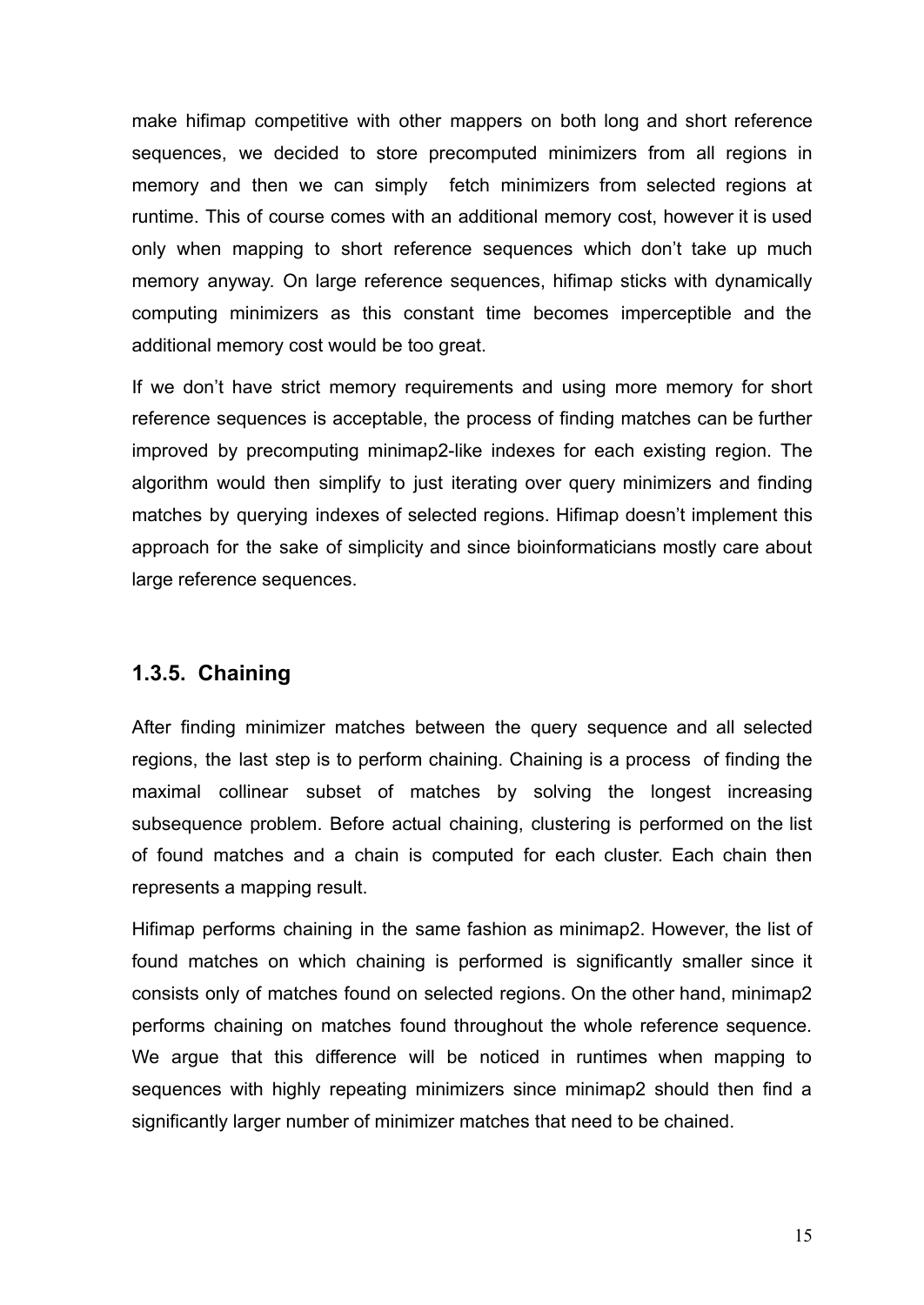make hifimap competitive with other mappers on both long and short reference sequences, we decided to store precomputed minimizers from all regions in memory and then we can simply fetch minimizers from selected regions at runtime. This of course comes with an additional memory cost, however it is used only when mapping to short reference sequences which don't take up much memory anyway. On large reference sequences, hifimap sticks with dynamically computing minimizers as this constant time becomes imperceptible and the additional memory cost would be too great.

If we don't have strict memory requirements and using more memory for short reference sequences is acceptable, the process of finding matches can be further improved by precomputing minimap2-like indexes for each existing region. The algorithm would then simplify to just iterating over query minimizers and finding matches by querying indexes of selected regions. Hifimap doesn't implement this approach for the sake of simplicity and since bioinformaticians mostly care about large reference sequences.

### 1.3.5. Chaining

After finding minimizer matches between the query sequence and all selected regions, the last step is to perform chaining. Chaining is a process of finding the maximal collinear subset of matches by solving the longest increasing subsequence problem. Before actual chaining, clustering is performed on the list of found matches and a chain is computed for each cluster. Each chain then represents a mapping result.

Hifimap performs chaining in the same fashion as minimap2. However, the list of found matches on which chaining is performed is significantly smaller since it consists only of matches found on selected regions. On the other hand, minimap2 performs chaining on matches found throughout the whole reference sequence. We argue that this difference will be noticed in runtimes when mapping to sequences with highly repeating minimizers since minimap2 should then find a significantly larger number of minimizer matches that need to be chained.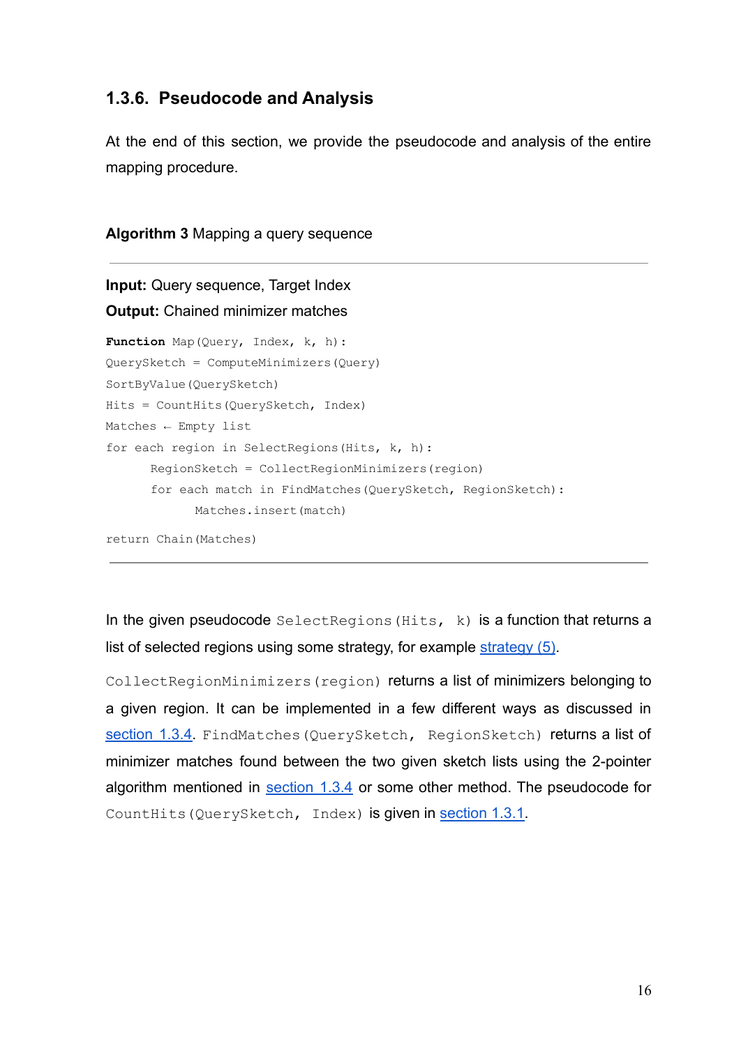### 1.3.6. Pseudocode and Analysis

At the end of this section, we provide the pseudocode and analysis of the entire mapping procedure.

**Algorithm 3** Mapping a query sequence

**Input:** Query sequence, Target Index

**Output:** Chained minimizer matches

```
Function Map(Query, Index, k, h):
QuerySketch = ComputeMinimizers(Query)
SortByValue(QuerySketch)
Hits = CountHits(QuerySketch, Index)
Matches ← Empty list
for each region in SelectRegions(Hits, k, h):
      RegionSketch = CollectRegionMinimizers(region)
      for each match in FindMatches(QuerySketch, RegionSketch):
            Matches.insert(match)
return Chain(Matches)
```

In the given pseudocode `SelectRegions(Hits, k)` is a function that returns a list of selected regions using some strategy, for example strategy (5).

`CollectRegionMinimizers(region)` returns a list of minimizers belonging to a given region. It can be implemented in a few different ways as discussed in section 1.3.4. `FindMatches(QuerySketch, RegionSketch)` returns a list of minimizer matches found between the two given sketch lists using the 2-pointer algorithm mentioned in section 1.3.4 or some other method. The pseudocode for `CountHits(QuerySketch, Index)` is given in section 1.3.1.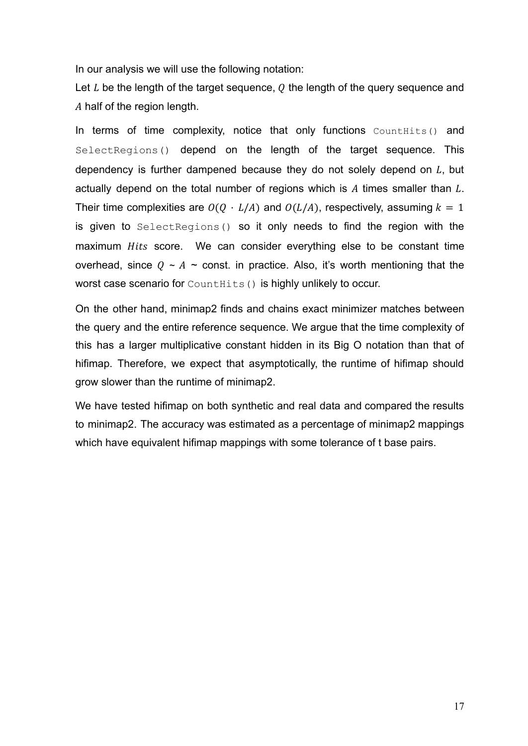In our analysis we will use the following notation:

Let $L$ be the length of the target sequence, $Q$ the length of the query sequence and $A$ half of the region length.

In terms of time complexity, notice that only functions `CountHits()` and `SelectRegions()` depend on the length of the target sequence. This dependency is further dampened because they do not solely depend on $L$, but actually depend on the total number of regions which is $A$ times smaller than $L$. Their time complexities are $O(Q \cdot L/A)$ and $O(L/A)$, respectively, assuming $k = 1$ is given to `SelectRegions()` so it only needs to find the region with the maximum $Hits$ score. We can consider everything else to be constant time overhead, since $Q$ ~ $A$ ~ const. in practice. Also, it's worth mentioning that the worst case scenario for `CountHits()` is highly unlikely to occur.

On the other hand, minimap2 finds and chains exact minimizer matches between the query and the entire reference sequence. We argue that the time complexity of this has a larger multiplicative constant hidden in its Big O notation than that of hifimap. Therefore, we expect that asymptotically, the runtime of hifimap should grow slower than the runtime of minimap2.

We have tested hifimap on both synthetic and real data and compared the results to minimap2. The accuracy was estimated as a percentage of minimap2 mappings which have equivalent hifimap mappings with some tolerance of t base pairs.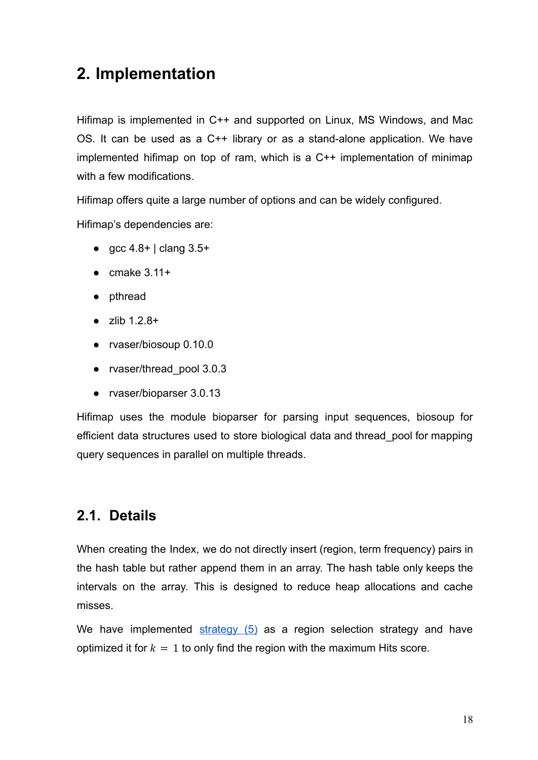# 2. Implementation

Hifimap is implemented in C++ and supported on Linux, MS Windows, and Mac OS. It can be used as a C++ library or as a stand-alone application. We have implemented hifimap on top of ram, which is a C++ implementation of minimap with a few modifications.

Hifimap offers quite a large number of options and can be widely configured.

Hifimap's dependencies are:

- gcc 4.8+ | clang 3.5+
- cmake 3.11+
- pthread
- zlib 1.2.8+
- rvaser/biosoup 0.10.0
- rvaser/thread_pool 3.0.3
- rvaser/bioparser 3.0.13

Hifimap uses the module bioparser for parsing input sequences, biosoup for efficient data structures used to store biological data and thread_pool for mapping query sequences in parallel on multiple threads.

## 2.1. Details

When creating the Index, we do not directly insert (region, term frequency) pairs in the hash table but rather append them in an array. The hash table only keeps the intervals on the array. This is designed to reduce heap allocations and cache misses.

We have implemented strategy (5) as a region selection strategy and have optimized it for $k = 1$ to only find the region with the maximum Hits score.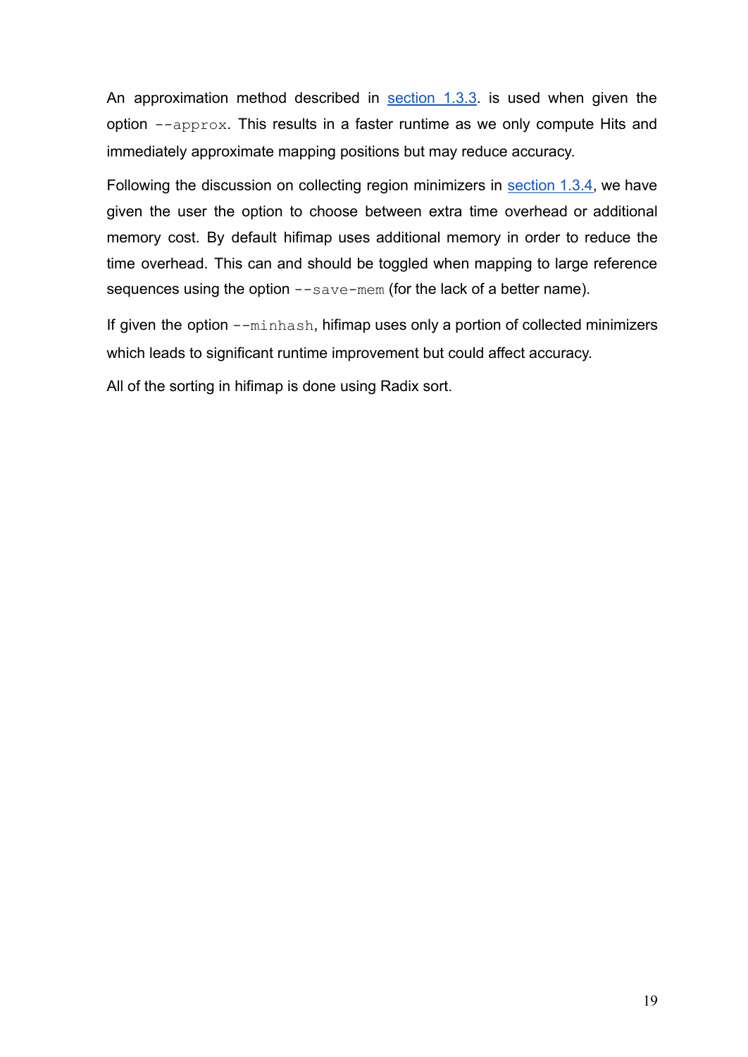An approximation method described in section 1.3.3. is used when given the option `--approx`. This results in a faster runtime as we only compute Hits and immediately approximate mapping positions but may reduce accuracy.

Following the discussion on collecting region minimizers in section 1.3.4, we have given the user the option to choose between extra time overhead or additional memory cost. By default hifimap uses additional memory in order to reduce the time overhead. This can and should be toggled when mapping to large reference sequences using the option `--save-mem` (for the lack of a better name).

If given the option `--minhash`, hifimap uses only a portion of collected minimizers which leads to significant runtime improvement but could affect accuracy.

All of the sorting in hifimap is done using Radix sort.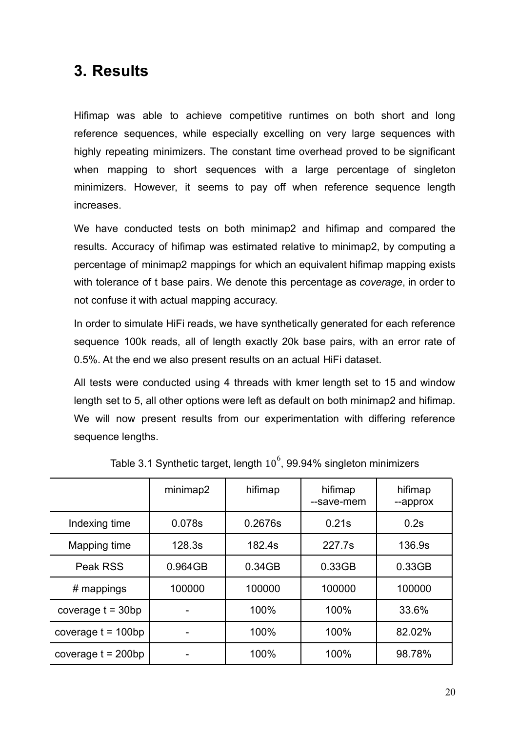# 3. Results

Hifimap was able to achieve competitive runtimes on both short and long reference sequences, while especially excelling on very large sequences with highly repeating minimizers. The constant time overhead proved to be significant when mapping to short sequences with a large percentage of singleton minimizers. However, it seems to pay off when reference sequence length increases.

We have conducted tests on both minimap2 and hifimap and compared the results. Accuracy of hifimap was estimated relative to minimap2, by computing a percentage of minimap2 mappings for which an equivalent hifimap mapping exists with tolerance of t base pairs. We denote this percentage as *coverage*, in order to not confuse it with actual mapping accuracy.

In order to simulate HiFi reads, we have synthetically generated for each reference sequence 100k reads, all of length exactly 20k base pairs, with an error rate of 0.5%. At the end we also present results on an actual HiFi dataset.

All tests were conducted using 4 threads with kmer length set to 15 and window length set to 5, all other options were left as default on both minimap2 and hifimap. We will now present results from our experimentation with differing reference sequence lengths.

Table 3.1 Synthetic target, length $10^6$, 99.94% singleton minimizers

| | minimap2 | hifimap | hifimap --save-mem | hifimap --approx |
|---|---|---|---|---|
| Indexing time | 0.078s | 0.2676s | 0.21s | 0.2s |
| Mapping time | 128.3s | 182.4s | 227.7s | 136.9s |
| Peak RSS | 0.964GB | 0.34GB | 0.33GB | 0.33GB |
| # mappings | 100000 | 100000 | 100000 | 100000 |
| coverage t = 30bp | - | 100% | 100% | 33.6% |
| coverage t = 100bp | - | 100% | 100% | 82.02% |
| coverage t = 200bp | - | 100% | 100% | 98.78% |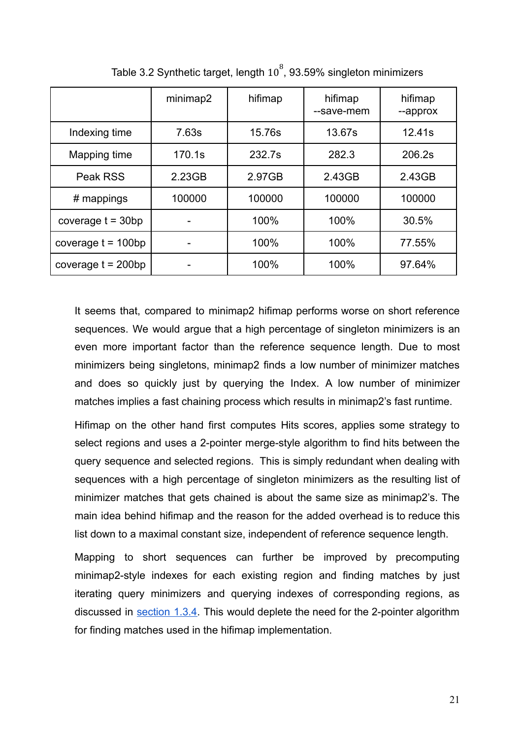Table 3.2 Synthetic target, length $10^8$, 93.59% singleton minimizers

| | minimap2 | hifimap | hifimap --save-mem | hifimap --approx |
|---|---|---|---|---|
| Indexing time | 7.63s | 15.76s | 13.67s | 12.41s |
| Mapping time | 170.1s | 232.7s | 282.3 | 206.2s |
| Peak RSS | 2.23GB | 2.97GB | 2.43GB | 2.43GB |
| # mappings | 100000 | 100000 | 100000 | 100000 |
| coverage t = 30bp | - | 100% | 100% | 30.5% |
| coverage t = 100bp | - | 100% | 100% | 77.55% |
| coverage t = 200bp | - | 100% | 100% | 97.64% |

It seems that, compared to minimap2 hifimap performs worse on short reference sequences. We would argue that a high percentage of singleton minimizers is an even more important factor than the reference sequence length. Due to most minimizers being singletons, minimap2 finds a low number of minimizer matches and does so quickly just by querying the Index. A low number of minimizer matches implies a fast chaining process which results in minimap2's fast runtime.

Hifimap on the other hand first computes Hits scores, applies some strategy to select regions and uses a 2-pointer merge-style algorithm to find hits between the query sequence and selected regions. This is simply redundant when dealing with sequences with a high percentage of singleton minimizers as the resulting list of minimizer matches that gets chained is about the same size as minimap2's. The main idea behind hifimap and the reason for the added overhead is to reduce this list down to a maximal constant size, independent of reference sequence length.

Mapping to short sequences can further be improved by precomputing minimap2-style indexes for each existing region and finding matches by just iterating query minimizers and querying indexes of corresponding regions, as discussed in section 1.3.4. This would deplete the need for the 2-pointer algorithm for finding matches used in the hifimap implementation.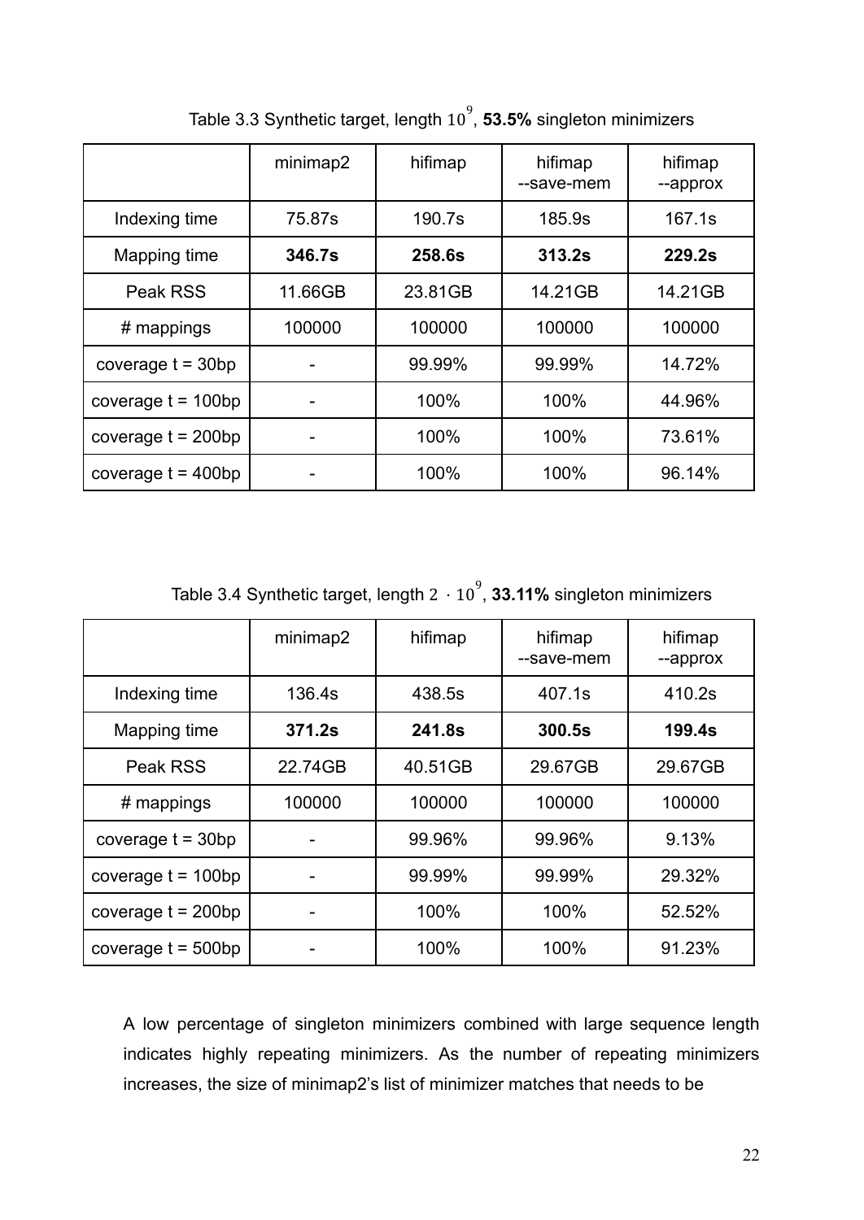Table 3.3 Synthetic target, length $10^9$, **53.5%** singleton minimizers

| | minimap2 | hifimap | hifimap --save-mem | hifimap --approx |
|---|---|---|---|---|
| Indexing time | 75.87s | 190.7s | 185.9s | 167.1s |
| Mapping time | **346.7s** | **258.6s** | **313.2s** | **229.2s** |
| Peak RSS | 11.66GB | 23.81GB | 14.21GB | 14.21GB |
| # mappings | 100000 | 100000 | 100000 | 100000 |
| coverage t = 30bp | - | 99.99% | 99.99% | 14.72% |
| coverage t = 100bp | - | 100% | 100% | 44.96% |
| coverage t = 200bp | - | 100% | 100% | 73.61% |
| coverage t = 400bp | - | 100% | 100% | 96.14% |

Table 3.4 Synthetic target, length $2 \cdot 10^9$, **33.11%** singleton minimizers

| | minimap2 | hifimap | hifimap --save-mem | hifimap --approx |
|---|---|---|---|---|
| Indexing time | 136.4s | 438.5s | 407.1s | 410.2s |
| Mapping time | **371.2s** | **241.8s** | **300.5s** | **199.4s** |
| Peak RSS | 22.74GB | 40.51GB | 29.67GB | 29.67GB |
| # mappings | 100000 | 100000 | 100000 | 100000 |
| coverage t = 30bp | - | 99.96% | 99.96% | 9.13% |
| coverage t = 100bp | - | 99.99% | 99.99% | 29.32% |
| coverage t = 200bp | - | 100% | 100% | 52.52% |
| coverage t = 500bp | - | 100% | 100% | 91.23% |

A low percentage of singleton minimizers combined with large sequence length indicates highly repeating minimizers. As the number of repeating minimizers increases, the size of minimap2's list of minimizer matches that needs to be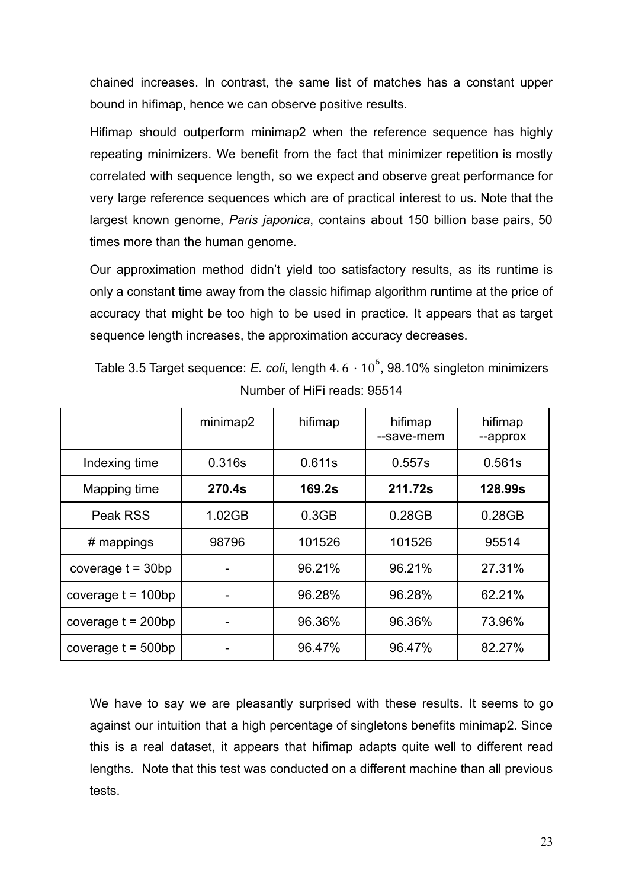chained increases. In contrast, the same list of matches has a constant upper bound in hifimap, hence we can observe positive results.

Hifimap should outperform minimap2 when the reference sequence has highly repeating minimizers. We benefit from the fact that minimizer repetition is mostly correlated with sequence length, so we expect and observe great performance for very large reference sequences which are of practical interest to us. Note that the largest known genome, *Paris japonica*, contains about 150 billion base pairs, 50 times more than the human genome.

Our approximation method didn't yield too satisfactory results, as its runtime is only a constant time away from the classic hifimap algorithm runtime at the price of accuracy that might be too high to be used in practice. It appears that as target sequence length increases, the approximation accuracy decreases.

Table 3.5 Target sequence: *E. coli*, length $4.6 \cdot 10^6$, 98.10% singleton minimizers

Number of HiFi reads: 95514

| | minimap2 | hifimap | hifimap --save-mem | hifimap --approx |
|---|---|---|---|---|
| Indexing time | 0.316s | 0.611s | 0.557s | 0.561s |
| Mapping time | **270.4s** | **169.2s** | **211.72s** | **128.99s** |
| Peak RSS | 1.02GB | 0.3GB | 0.28GB | 0.28GB |
| # mappings | 98796 | 101526 | 101526 | 95514 |
| coverage t = 30bp | - | 96.21% | 96.21% | 27.31% |
| coverage t = 100bp | - | 96.28% | 96.28% | 62.21% |
| coverage t = 200bp | - | 96.36% | 96.36% | 73.96% |
| coverage t = 500bp | - | 96.47% | 96.47% | 82.27% |

We have to say we are pleasantly surprised with these results. It seems to go against our intuition that a high percentage of singletons benefits minimap2. Since this is a real dataset, it appears that hifimap adapts quite well to different read lengths. Note that this test was conducted on a different machine than all previous tests.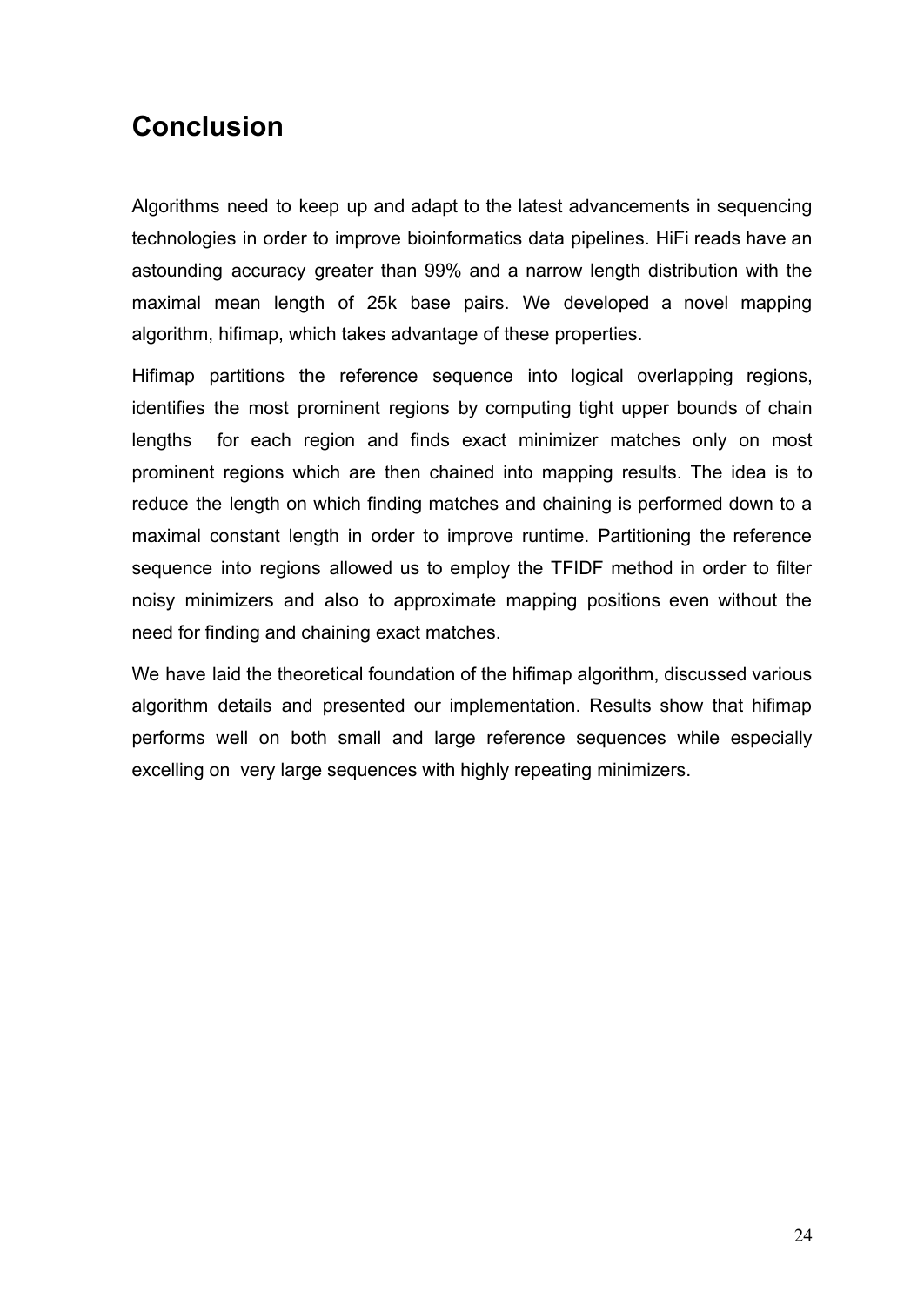# Conclusion

Algorithms need to keep up and adapt to the latest advancements in sequencing technologies in order to improve bioinformatics data pipelines. HiFi reads have an astounding accuracy greater than 99% and a narrow length distribution with the maximal mean length of 25k base pairs. We developed a novel mapping algorithm, hifimap, which takes advantage of these properties.

Hifimap partitions the reference sequence into logical overlapping regions, identifies the most prominent regions by computing tight upper bounds of chain lengths for each region and finds exact minimizer matches only on most prominent regions which are then chained into mapping results. The idea is to reduce the length on which finding matches and chaining is performed down to a maximal constant length in order to improve runtime. Partitioning the reference sequence into regions allowed us to employ the TFIDF method in order to filter noisy minimizers and also to approximate mapping positions even without the need for finding and chaining exact matches.

We have laid the theoretical foundation of the hifimap algorithm, discussed various algorithm details and presented our implementation. Results show that hifimap performs well on both small and large reference sequences while especially excelling on very large sequences with highly repeating minimizers.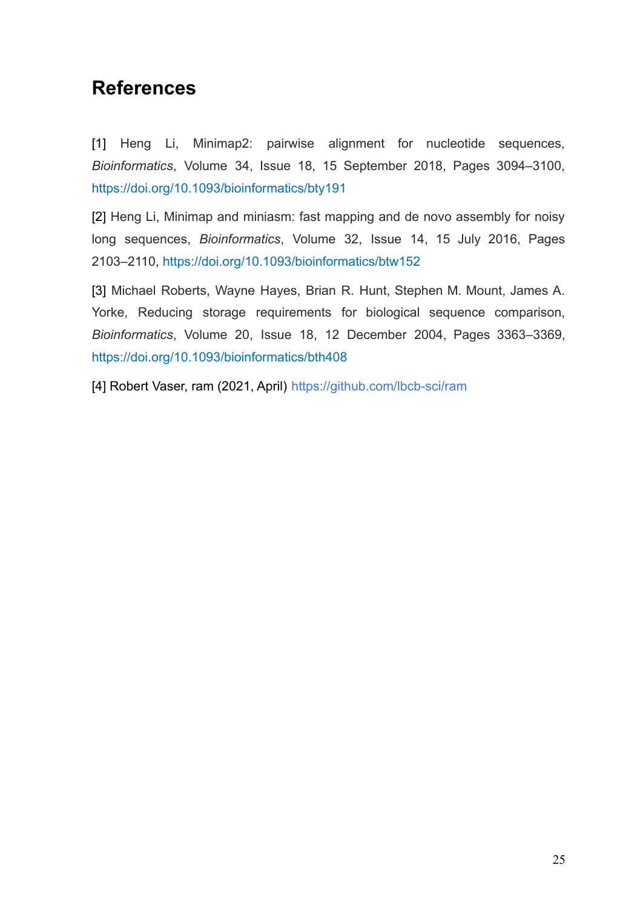# References

[1] Heng Li, Minimap2: pairwise alignment for nucleotide sequences, *Bioinformatics*, Volume 34, Issue 18, 15 September 2018, Pages 3094–3100, https://doi.org/10.1093/bioinformatics/bty191

[2] Heng Li, Minimap and miniasm: fast mapping and de novo assembly for noisy long sequences, *Bioinformatics*, Volume 32, Issue 14, 15 July 2016, Pages 2103–2110, https://doi.org/10.1093/bioinformatics/btw152

[3] Michael Roberts, Wayne Hayes, Brian R. Hunt, Stephen M. Mount, James A. Yorke, Reducing storage requirements for biological sequence comparison, *Bioinformatics*, Volume 20, Issue 18, 12 December 2004, Pages 3363–3369, https://doi.org/10.1093/bioinformatics/bth408

[4] Robert Vaser, ram (2021, April) https://github.com/lbcb-sci/ram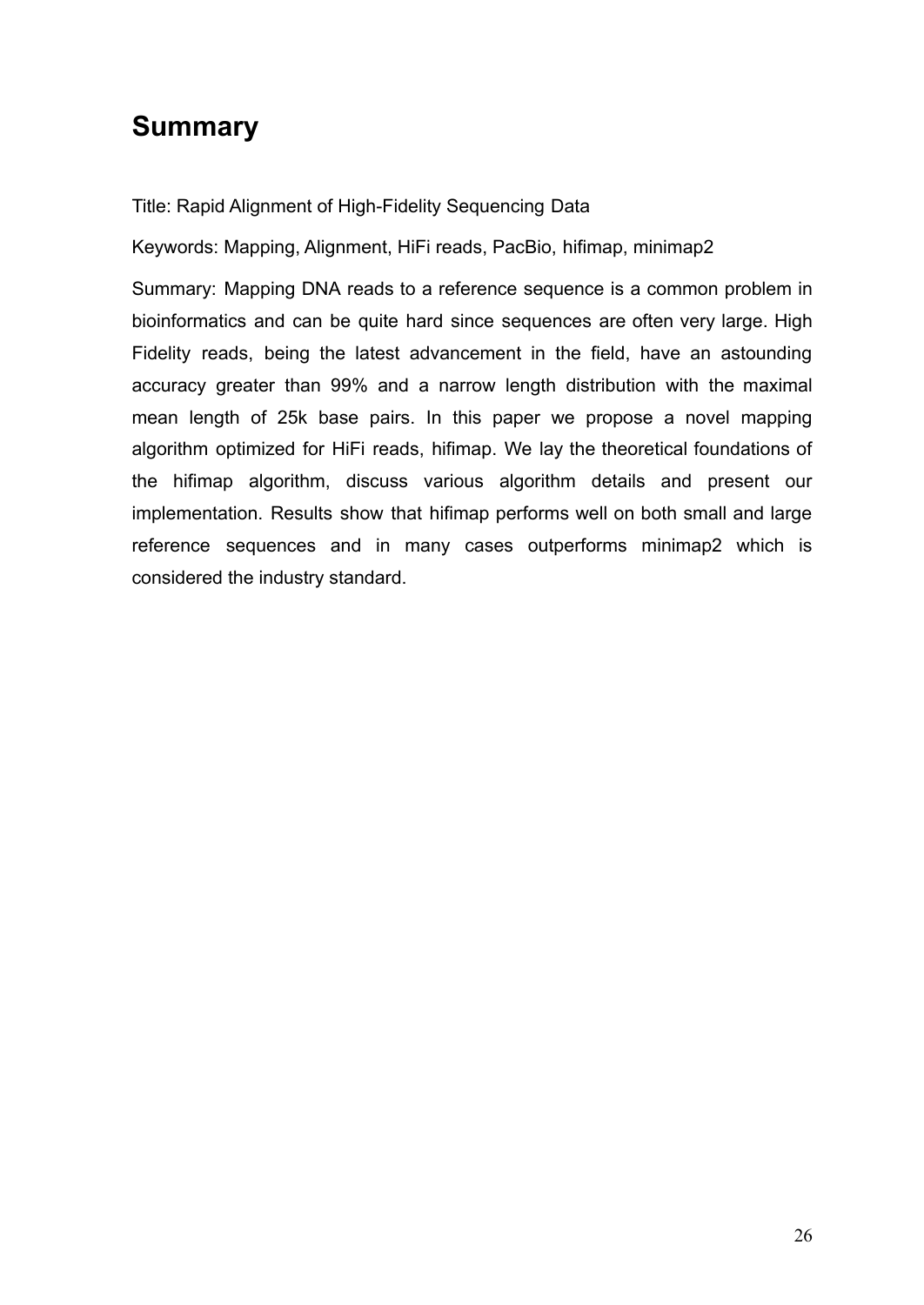# Summary

Title: Rapid Alignment of High-Fidelity Sequencing Data

Keywords: Mapping, Alignment, HiFi reads, PacBio, hifimap, minimap2

Summary: Mapping DNA reads to a reference sequence is a common problem in bioinformatics and can be quite hard since sequences are often very large. High Fidelity reads, being the latest advancement in the field, have an astounding accuracy greater than 99% and a narrow length distribution with the maximal mean length of 25k base pairs. In this paper we propose a novel mapping algorithm optimized for HiFi reads, hifimap. We lay the theoretical foundations of the hifimap algorithm, discuss various algorithm details and present our implementation. Results show that hifimap performs well on both small and large reference sequences and in many cases outperforms minimap2 which is considered the industry standard.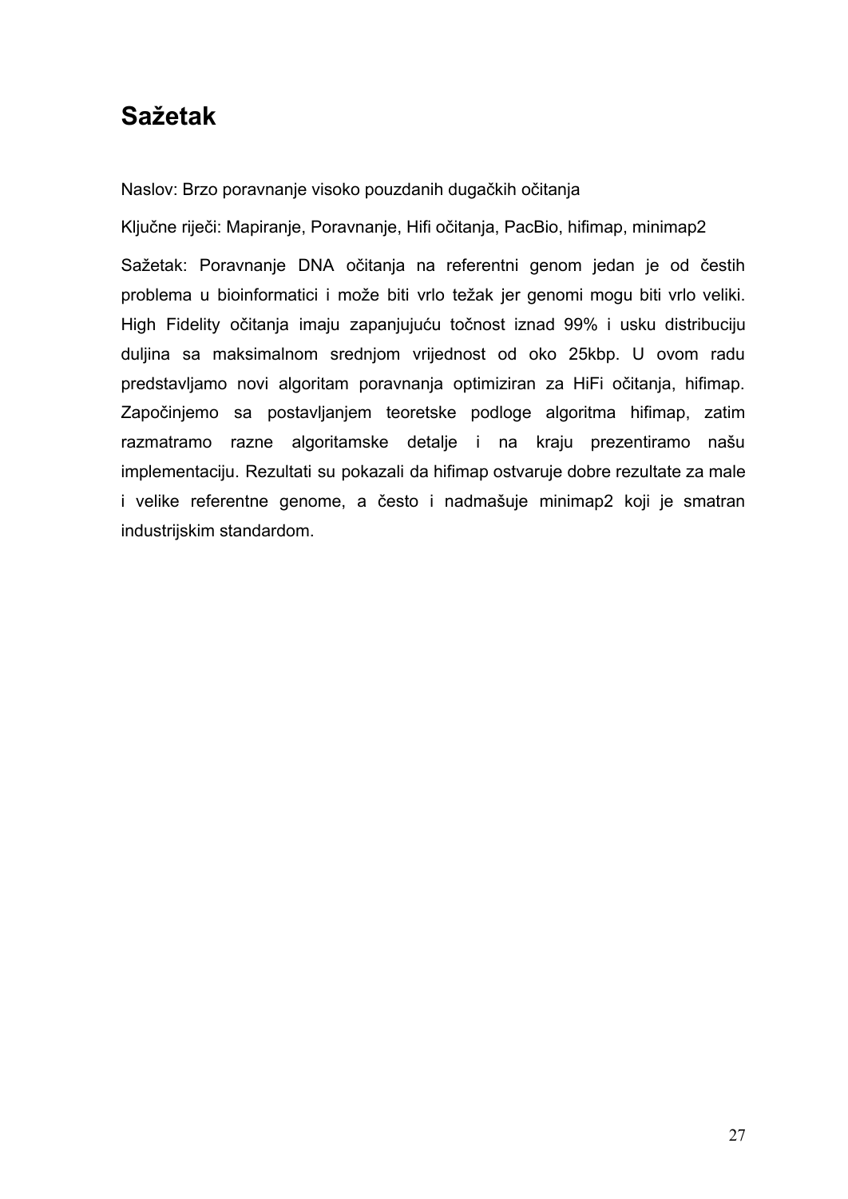# Sažetak

Naslov: Brzo poravnanje visoko pouzdanih dugačkih očitanja

Ključne riječi: Mapiranje, Poravnanje, Hifi očitanja, PacBio, hifimap, minimap2

Sažetak: Poravnanje DNA očitanja na referentni genom jedan je od čestih problema u bioinformatici i može biti vrlo težak jer genomi mogu biti vrlo veliki. High Fidelity očitanja imaju zapanjujuću točnost iznad 99% i usku distribuciju duljina sa maksimalnom srednjom vrijednost od oko 25kbp. U ovom radu predstavljamo novi algoritam poravnanja optimiziran za HiFi očitanja, hifimap. Započinjemo sa postavljanjem teoretske podloge algoritma hifimap, zatim razmatramo razne algoritamske detalje i na kraju prezentiramo našu implementaciju. Rezultati su pokazali da hifimap ostvaruje dobre rezultate za male i velike referentne genome, a često i nadmašuje minimap2 koji je smatran industrijskim standardom.